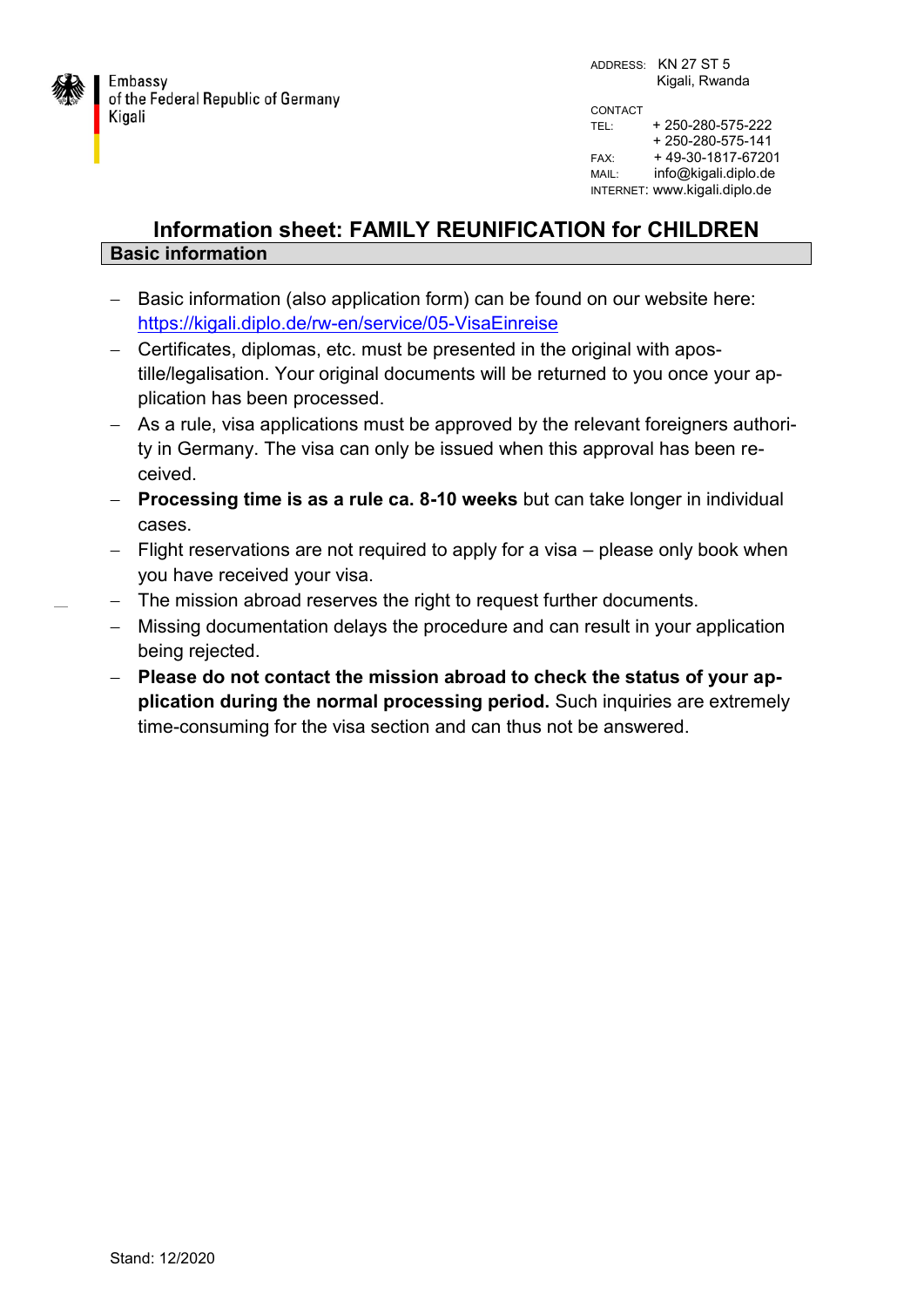Embassy
of the Federal Republic of Germany
Kigali

ADDRESS: KN 27 ST 5
Kigali, Rwanda

CONTACT
TEL: + 250-280-575-222
+ 250-280-575-141
FAX: + 49-30-1817-67201
MAIL: info@kigali.diplo.de
INTERNET: www.kigali.diplo.de

# Information sheet: FAMILY REUNIFICATION for CHILDREN

## Basic information

- Basic information (also application form) can be found on our website here: https://kigali.diplo.de/rw-en/service/05-VisaEinreise
- Certificates, diplomas, etc. must be presented in the original with apostille/legalisation. Your original documents will be returned to you once your application has been processed.
- As a rule, visa applications must be approved by the relevant foreigners authority in Germany. The visa can only be issued when this approval has been received.
- **Processing time is as a rule ca. 8-10 weeks** but can take longer in individual cases.
- Flight reservations are not required to apply for a visa – please only book when you have received your visa.
- The mission abroad reserves the right to request further documents.
- Missing documentation delays the procedure and can result in your application being rejected.
- **Please do not contact the mission abroad to check the status of your application during the normal processing period.** Such inquiries are extremely time-consuming for the visa section and can thus not be answered.

Stand: 12/2020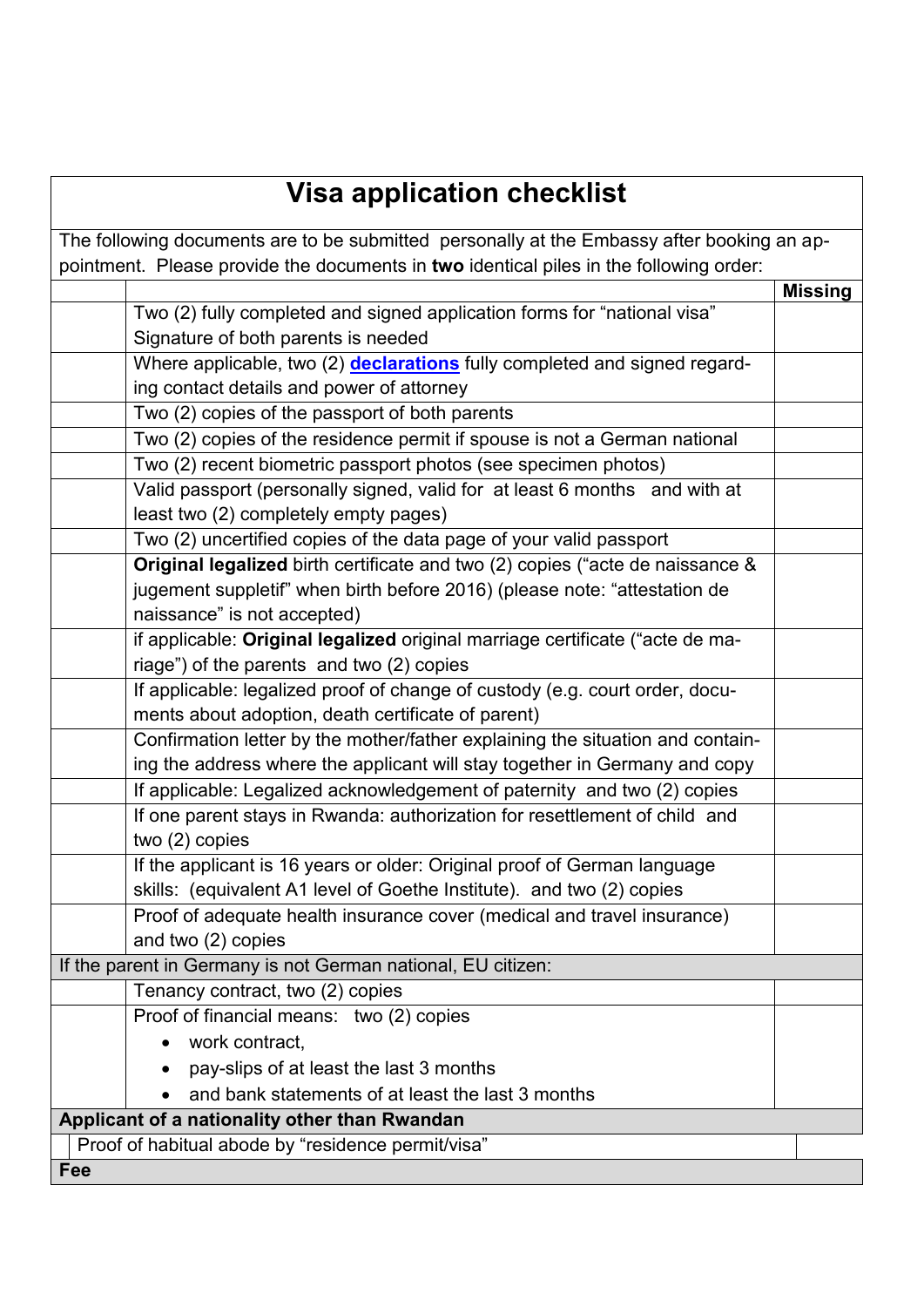# Visa application checklist

The following documents are to be submitted personally at the Embassy after booking an appointment. Please provide the documents in **two** identical piles in the following order:

| | | Missing |
|---|---|---|
| | Two (2) fully completed and signed application forms for "national visa" Signature of both parents is needed | |
| | Where applicable, two (2) **declarations** fully completed and signed regarding contact details and power of attorney | |
| | Two (2) copies of the passport of both parents | |
| | Two (2) copies of the residence permit if spouse is not a German national | |
| | Two (2) recent biometric passport photos (see specimen photos) | |
| | Valid passport (personally signed, valid for at least 6 months and with at least two (2) completely empty pages) | |
| | Two (2) uncertified copies of the data page of your valid passport | |
| | **Original legalized** birth certificate and two (2) copies ("acte de naissance & jugement suppletif" when birth before 2016) (please note: "attestation de naissance" is not accepted) | |
| | if applicable: **Original legalized** original marriage certificate ("acte de mariage") of the parents and two (2) copies | |
| | If applicable: legalized proof of change of custody (e.g. court order, documents about adoption, death certificate of parent) | |
| | Confirmation letter by the mother/father explaining the situation and containing the address where the applicant will stay together in Germany and copy | |
| | If applicable: Legalized acknowledgement of paternity and two (2) copies | |
| | If one parent stays in Rwanda: authorization for resettlement of child and two (2) copies | |
| | If the applicant is 16 years or older: Original proof of German language skills: (equivalent A1 level of Goethe Institute). and two (2) copies | |
| | Proof of adequate health insurance cover (medical and travel insurance) and two (2) copies | |
| If the parent in Germany is not German national, EU citizen: | | |
| | Tenancy contract, two (2) copies | |
| | Proof of financial means: two (2) copies<br>• work contract,<br>• pay-slips of at least the last 3 months<br>• and bank statements of at least the last 3 months | |
| **Applicant of a nationality other than Rwandan** | | |
| | Proof of habitual abode by "residence permit/visa" | |
| **Fee** | | |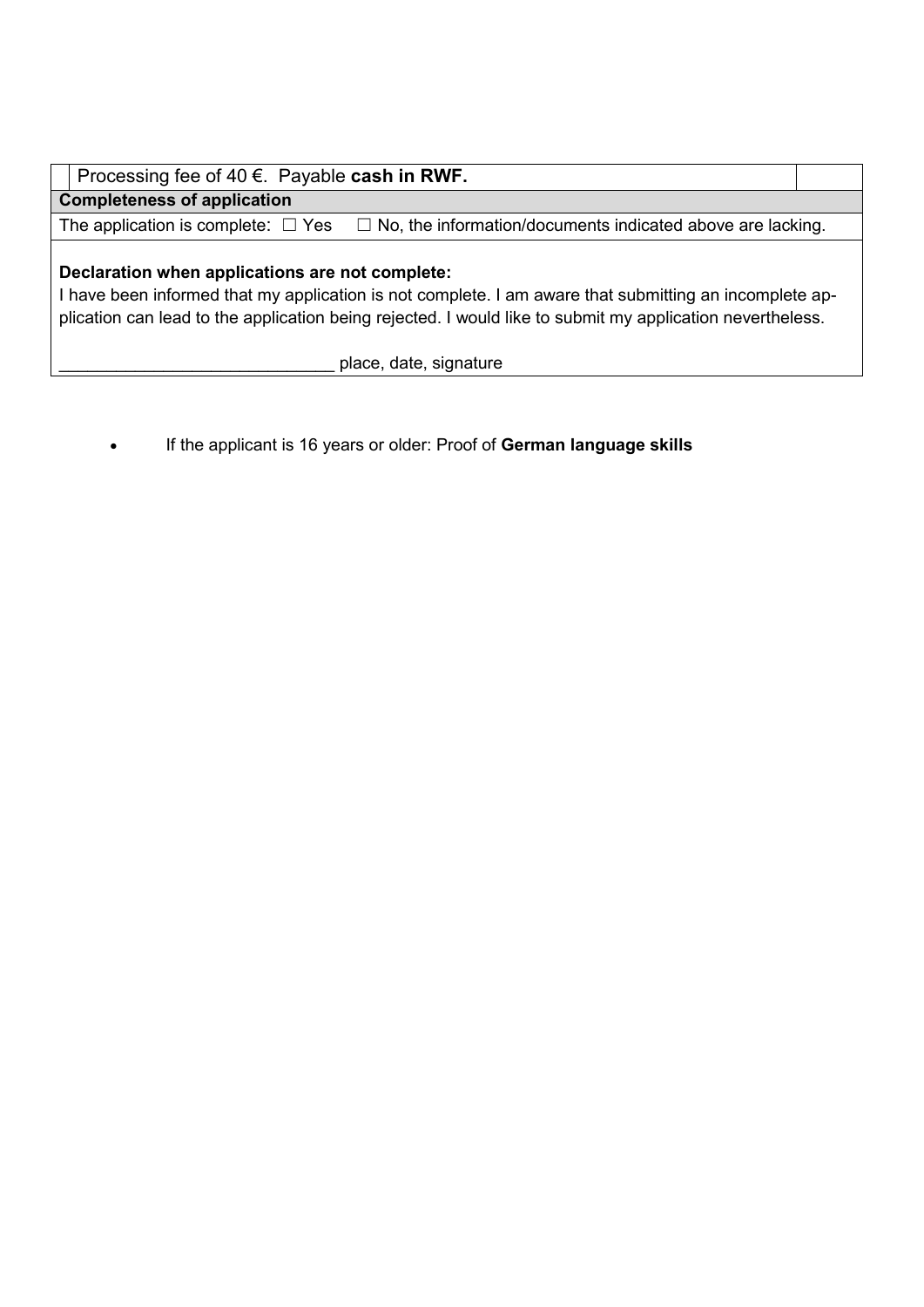| | | |
|---|---|---|
| | Processing fee of 40 €. Payable **cash in RWF.** | |

**Completeness of application**

The application is complete: ☐ Yes ☐ No, the information/documents indicated above are lacking.

**Declaration when applications are not complete:**
I have been informed that my application is not complete. I am aware that submitting an incomplete application can lead to the application being rejected. I would like to submit my application nevertheless.

_____________________________ place, date, signature

- If the applicant is 16 years or older: Proof of **German language skills**